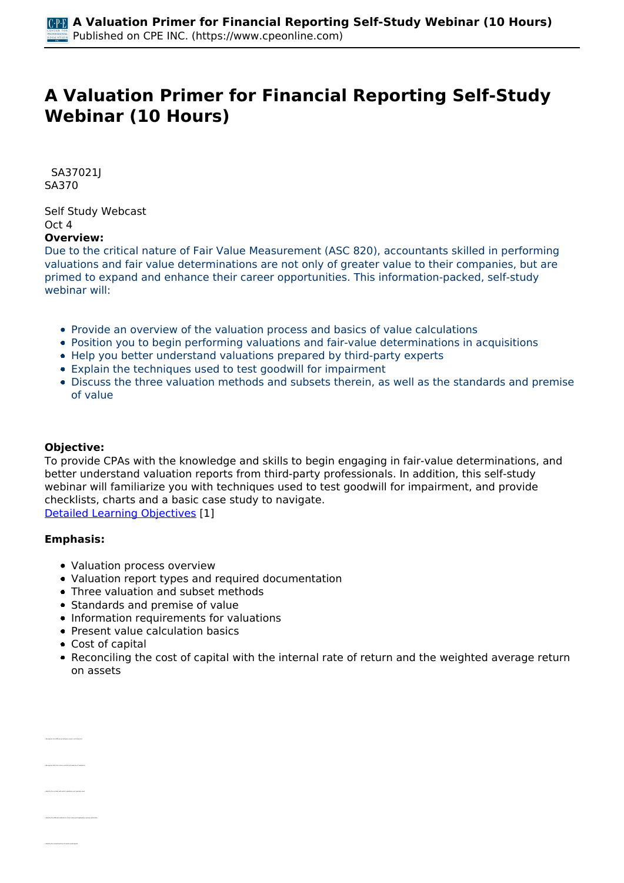# A Valuation Primer for Financial Reporting Self-Study Webinar (10 Hours)

SA37021J
SA370

Self Study Webcast
Oct 4

**Overview:**

Due to the critical nature of Fair Value Measurement (ASC 820), accountants skilled in performing valuations and fair value determinations are not only of greater value to their companies, but are primed to expand and enhance their career opportunities. This information-packed, self-study webinar will:

- Provide an overview of the valuation process and basics of value calculations
- Position you to begin performing valuations and fair-value determinations in acquisitions
- Help you better understand valuations prepared by third-party experts
- Explain the techniques used to test goodwill for impairment
- Discuss the three valuation methods and subsets therein, as well as the standards and premise of value

**Objective:**

To provide CPAs with the knowledge and skills to begin engaging in fair-value determinations, and better understand valuation reports from third-party professionals. In addition, this self-study webinar will familiarize you with techniques used to test goodwill for impairment, and provide checklists, charts and a basic case study to navigate.

Detailed Learning Objectives [1]

**Emphasis:**

- Valuation process overview
- Valuation report types and required documentation
- Three valuation and subset methods
- Standards and premise of value
- Information requirements for valuations
- Present value calculation basics
- Cost of capital
- Reconciling the cost of capital with the internal rate of return and the weighted average return on assets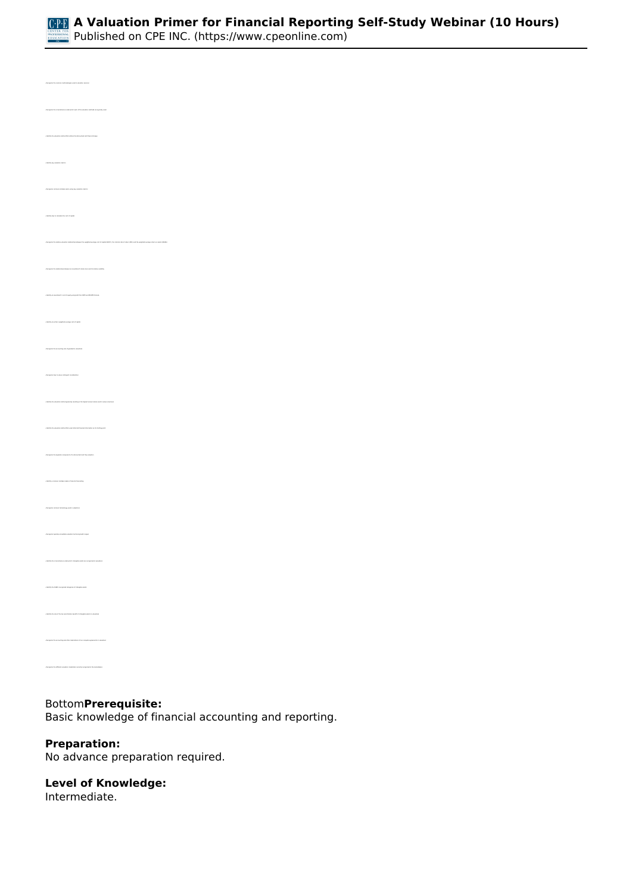- Recognize the common methodologies used in valuation services
- Recognize the circumstances under which each of the valuation methods are typically used
- Identify the valuation method that utilizes the Relief-from-royalty technique
- Identify key valuation metrics
- Recognize common mistakes when using key valuation metrics
- Identify how to calculate the cost of equity
- Recognize the relative valuation relationship between the weighted average cost of capital (WACC), the internal rate of return (IRR), and the weighted average return on assets (WARA)
- Recognize the relationship between an investment's stand-alone and its related volatility
- Identify an investment's cost of equity using both the CAPM and MCAPM formulas
- Identify a company's weighted average cost of capital
- Recognize the accounting rule recognized in valuations
- Recognize how to value contingent consideration
- Identify the valuation method appropriately resulting in the highest and best use in value conclusions
- Identify the valuation method that uses projected financial information as its starting point
- Recognize the standard components of a discounted cash flow valuation
- Identify a common multiple used in financial forecasting
- Recognize common terminology used in valuations
- Recognize typically acceptable standard terminal growth ranges
- Identify the considerations in estimating intangible assets recognized in valuations
- Identify the FASB's recognized categories of intangible assets
- Identify the role of the tax amortization benefit of intangible assets in valuations
- Recognize the accounting and other implications of the company's approach to valuation
- Recognize the different valuation treatments involving compensation for employees

Bottom**Prerequisite:**
Basic knowledge of financial accounting and reporting.

**Preparation:**
No advance preparation required.

**Level of Knowledge:**
Intermediate.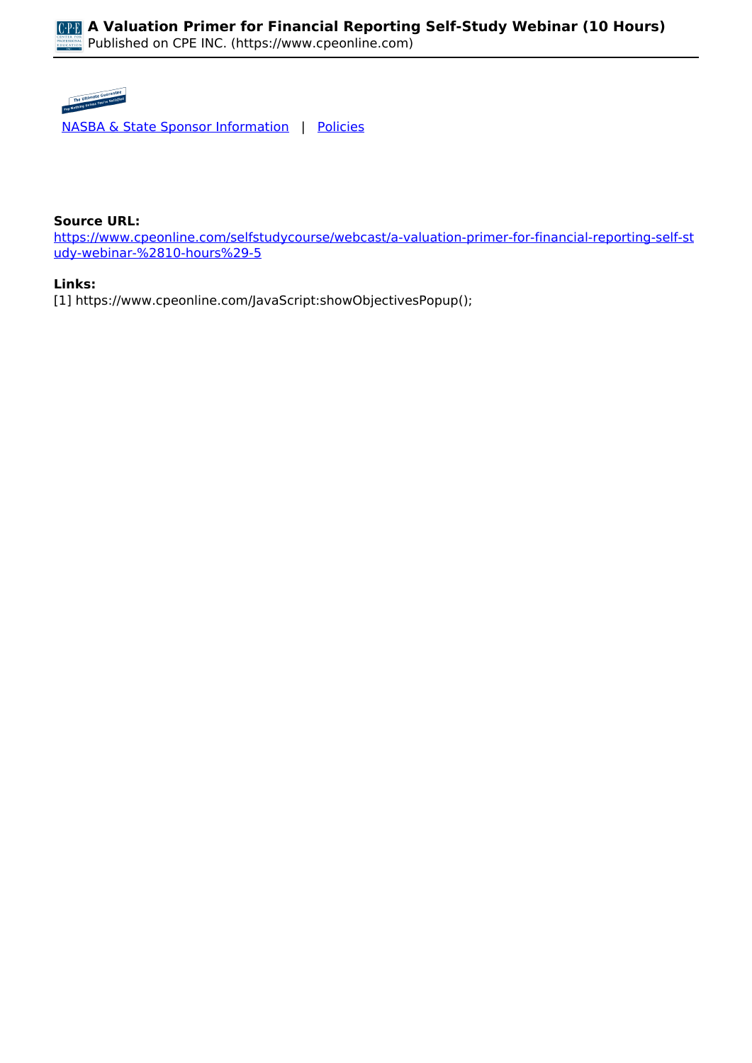NASBA & State Sponsor Information | Policies

**Source URL:**
https://www.cpeonline.com/selfstudycourse/webcast/a-valuation-primer-for-financial-reporting-self-study-webinar-%2810-hours%29-5

**Links:**
[1] https://www.cpeonline.com/JavaScript:showObjectivesPopup();